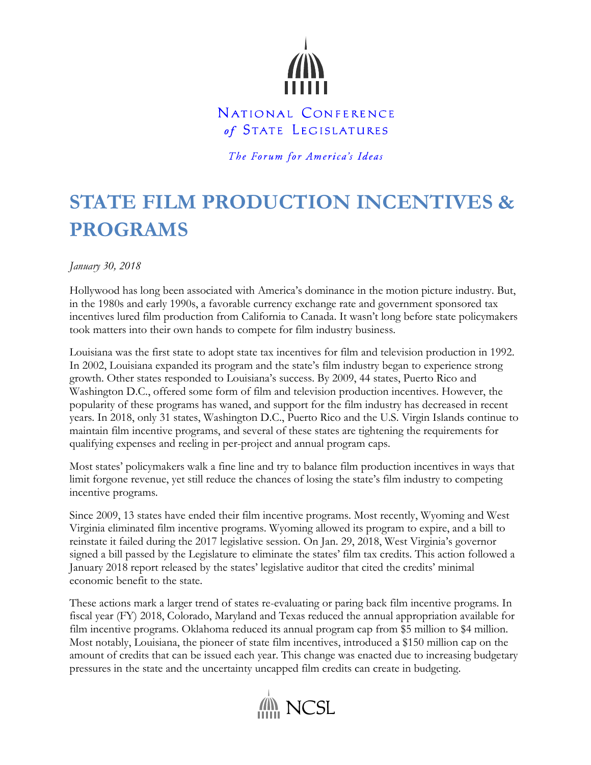NATIONAL CONFERENCE of STATE LEGISLATURES

*The Forum for America's Ideas*

# STATE FILM PRODUCTION INCENTIVES & PROGRAMS

*January 30, 2018*

Hollywood has long been associated with America's dominance in the motion picture industry. But, in the 1980s and early 1990s, a favorable currency exchange rate and government sponsored tax incentives lured film production from California to Canada. It wasn't long before state policymakers took matters into their own hands to compete for film industry business.

Louisiana was the first state to adopt state tax incentives for film and television production in 1992. In 2002, Louisiana expanded its program and the state's film industry began to experience strong growth. Other states responded to Louisiana's success. By 2009, 44 states, Puerto Rico and Washington D.C., offered some form of film and television production incentives. However, the popularity of these programs has waned, and support for the film industry has decreased in recent years. In 2018, only 31 states, Washington D.C., Puerto Rico and the U.S. Virgin Islands continue to maintain film incentive programs, and several of these states are tightening the requirements for qualifying expenses and reeling in per-project and annual program caps.

Most states' policymakers walk a fine line and try to balance film production incentives in ways that limit forgone revenue, yet still reduce the chances of losing the state's film industry to competing incentive programs.

Since 2009, 13 states have ended their film incentive programs. Most recently, Wyoming and West Virginia eliminated film incentive programs. Wyoming allowed its program to expire, and a bill to reinstate it failed during the 2017 legislative session. On Jan. 29, 2018, West Virginia's governor signed a bill passed by the Legislature to eliminate the states' film tax credits. This action followed a January 2018 report released by the states' legislative auditor that cited the credits' minimal economic benefit to the state.

These actions mark a larger trend of states re-evaluating or paring back film incentive programs. In fiscal year (FY) 2018, Colorado, Maryland and Texas reduced the annual appropriation available for film incentive programs. Oklahoma reduced its annual program cap from $5 million to $4 million. Most notably, Louisiana, the pioneer of state film incentives, introduced a $150 million cap on the amount of credits that can be issued each year. This change was enacted due to increasing budgetary pressures in the state and the uncertainty uncapped film credits can create in budgeting.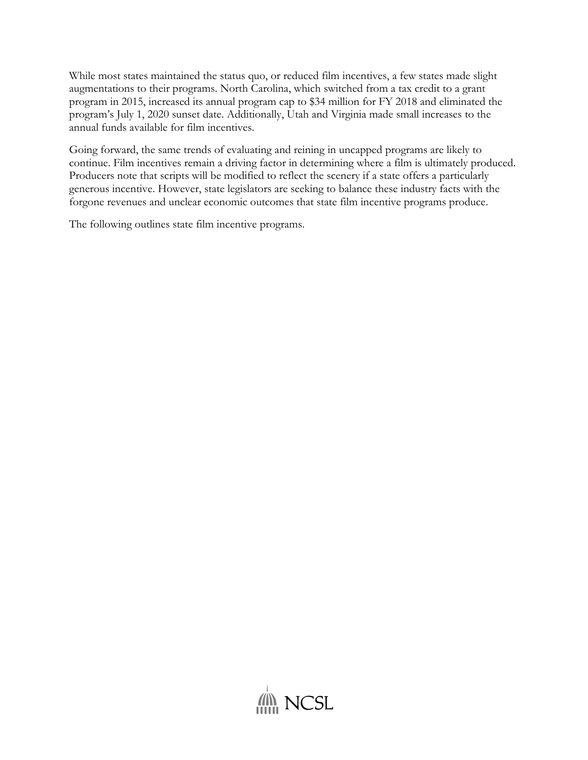While most states maintained the status quo, or reduced film incentives, a few states made slight augmentations to their programs. North Carolina, which switched from a tax credit to a grant program in 2015, increased its annual program cap to $34 million for FY 2018 and eliminated the program's July 1, 2020 sunset date. Additionally, Utah and Virginia made small increases to the annual funds available for film incentives.

Going forward, the same trends of evaluating and reining in uncapped programs are likely to continue. Film incentives remain a driving factor in determining where a film is ultimately produced. Producers note that scripts will be modified to reflect the scenery if a state offers a particularly generous incentive. However, state legislators are seeking to balance these industry facts with the forgone revenues and unclear economic outcomes that state film incentive programs produce.

The following outlines state film incentive programs.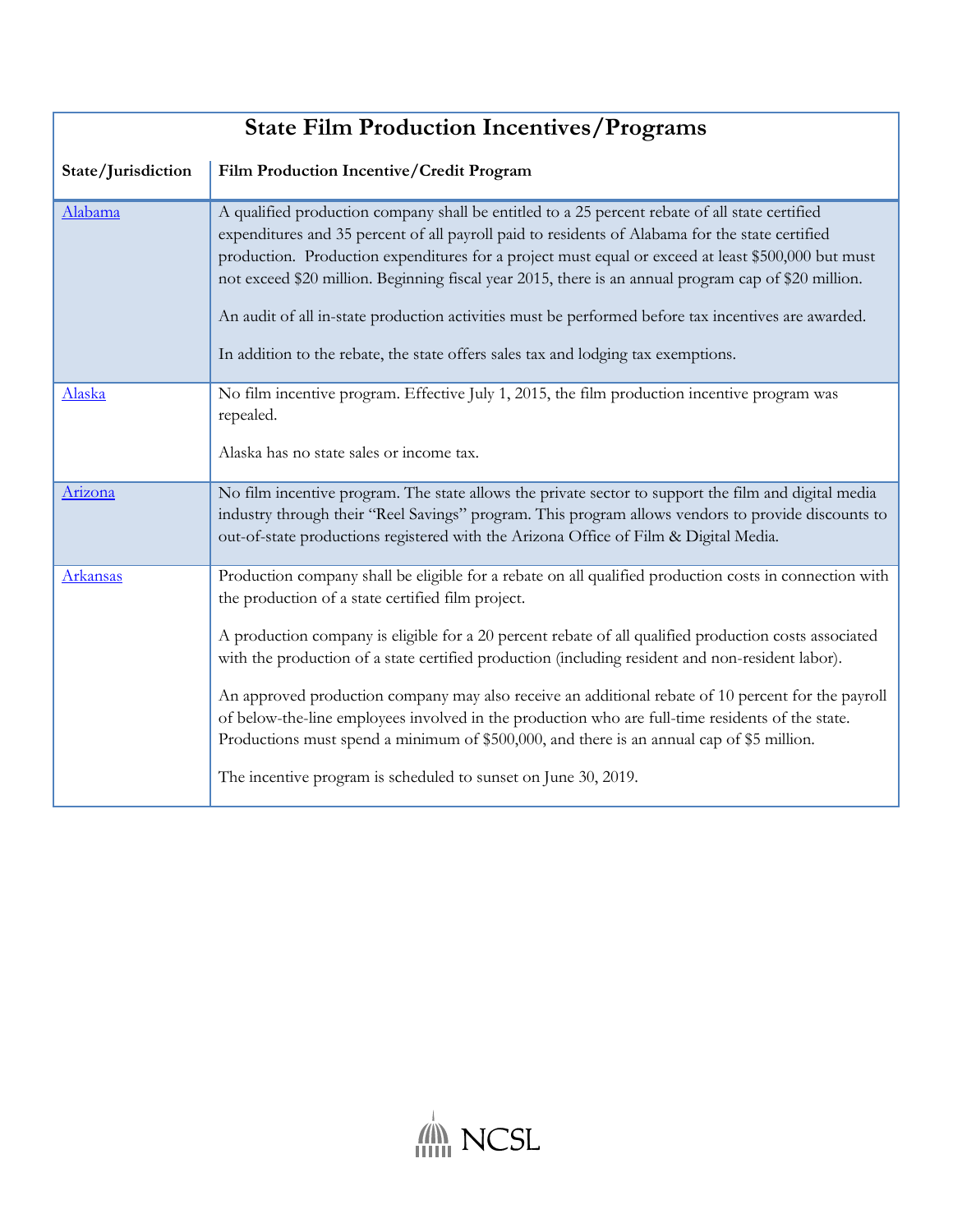# State Film Production Incentives/Programs

| State/Jurisdiction | Film Production Incentive/Credit Program |
|---|---|
| Alabama | A qualified production company shall be entitled to a 25 percent rebate of all state certified expenditures and 35 percent of all payroll paid to residents of Alabama for the state certified production. Production expenditures for a project must equal or exceed at least $500,000 but must not exceed $20 million. Beginning fiscal year 2015, there is an annual program cap of $20 million.<br><br>An audit of all in-state production activities must be performed before tax incentives are awarded.<br><br>In addition to the rebate, the state offers sales tax and lodging tax exemptions. |
| Alaska | No film incentive program. Effective July 1, 2015, the film production incentive program was repealed.<br><br>Alaska has no state sales or income tax. |
| Arizona | No film incentive program. The state allows the private sector to support the film and digital media industry through their "Reel Savings" program. This program allows vendors to provide discounts to out-of-state productions registered with the Arizona Office of Film & Digital Media. |
| Arkansas | Production company shall be eligible for a rebate on all qualified production costs in connection with the production of a state certified film project.<br><br>A production company is eligible for a 20 percent rebate of all qualified production costs associated with the production of a state certified production (including resident and non-resident labor).<br><br>An approved production company may also receive an additional rebate of 10 percent for the payroll of below-the-line employees involved in the production who are full-time residents of the state. Productions must spend a minimum of $500,000, and there is an annual cap of $5 million.<br><br>The incentive program is scheduled to sunset on June 30, 2019. |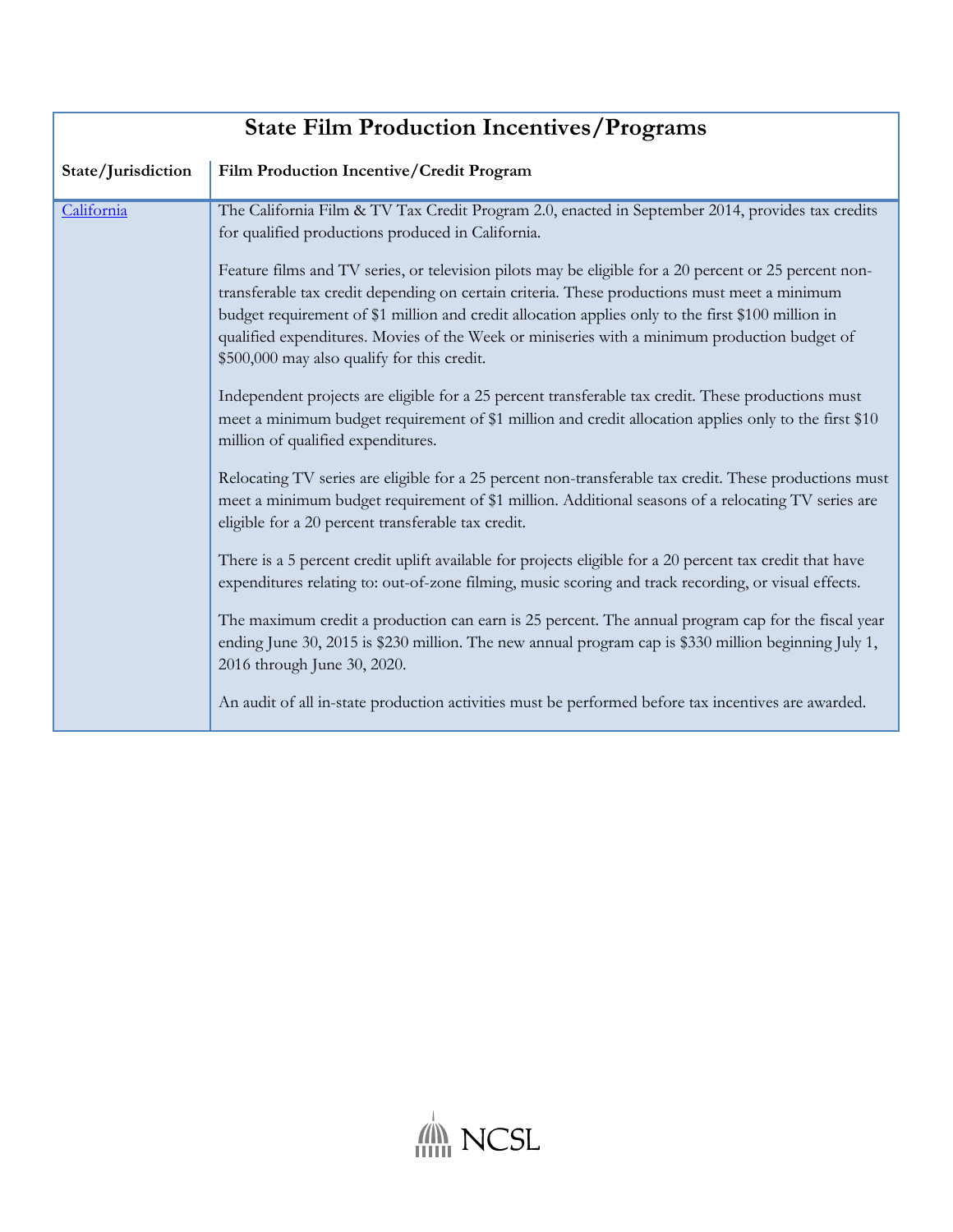## State Film Production Incentives/Programs

| State/Jurisdiction | Film Production Incentive/Credit Program |
| --- | --- |
| [California]() | The California Film & TV Tax Credit Program 2.0, enacted in September 2014, provides tax credits for qualified productions produced in California.<br><br>Feature films and TV series, or television pilots may be eligible for a 20 percent or 25 percent non-transferable tax credit depending on certain criteria. These productions must meet a minimum budget requirement of $1 million and credit allocation applies only to the first $100 million in qualified expenditures. Movies of the Week or miniseries with a minimum production budget of $500,000 may also qualify for this credit.<br><br>Independent projects are eligible for a 25 percent transferable tax credit. These productions must meet a minimum budget requirement of $1 million and credit allocation applies only to the first $10 million of qualified expenditures.<br><br>Relocating TV series are eligible for a 25 percent non-transferable tax credit. These productions must meet a minimum budget requirement of $1 million. Additional seasons of a relocating TV series are eligible for a 20 percent transferable tax credit.<br><br>There is a 5 percent credit uplift available for projects eligible for a 20 percent tax credit that have expenditures relating to: out-of-zone filming, music scoring and track recording, or visual effects.<br><br>The maximum credit a production can earn is 25 percent. The annual program cap for the fiscal year ending June 30, 2015 is $230 million. The new annual program cap is $330 million beginning July 1, 2016 through June 30, 2020.<br><br>An audit of all in-state production activities must be performed before tax incentives are awarded. |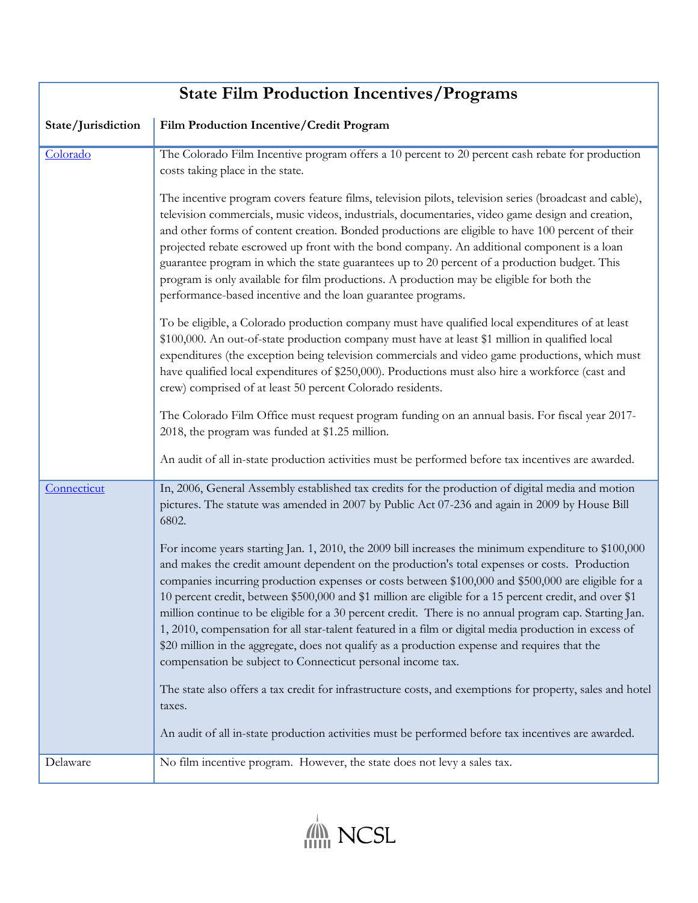## State Film Production Incentives/Programs

| State/Jurisdiction | Film Production Incentive/Credit Program |
|---|---|
| [Colorado] | The Colorado Film Incentive program offers a 10 percent to 20 percent cash rebate for production costs taking place in the state.<br><br>The incentive program covers feature films, television pilots, television series (broadcast and cable), television commercials, music videos, industrials, documentaries, video game design and creation, and other forms of content creation. Bonded productions are eligible to have 100 percent of their projected rebate escrowed up front with the bond company. An additional component is a loan guarantee program in which the state guarantees up to 20 percent of a production budget. This program is only available for film productions. A production may be eligible for both the performance-based incentive and the loan guarantee programs.<br><br>To be eligible, a Colorado production company must have qualified local expenditures of at least $100,000. An out-of-state production company must have at least $1 million in qualified local expenditures (the exception being television commercials and video game productions, which must have qualified local expenditures of $250,000). Productions must also hire a workforce (cast and crew) comprised of at least 50 percent Colorado residents.<br><br>The Colorado Film Office must request program funding on an annual basis. For fiscal year 2017-2018, the program was funded at $1.25 million.<br><br>An audit of all in-state production activities must be performed before tax incentives are awarded. |
| [Connecticut] | In, 2006, General Assembly established tax credits for the production of digital media and motion pictures. The statute was amended in 2007 by Public Act 07-236 and again in 2009 by House Bill 6802.<br><br>For income years starting Jan. 1, 2010, the 2009 bill increases the minimum expenditure to $100,000 and makes the credit amount dependent on the production's total expenses or costs. Production companies incurring production expenses or costs between $100,000 and $500,000 are eligible for a 10 percent credit, between $500,000 and $1 million are eligible for a 15 percent credit, and over $1 million continue to be eligible for a 30 percent credit. There is no annual program cap. Starting Jan. 1, 2010, compensation for all star-talent featured in a film or digital media production in excess of $20 million in the aggregate, does not qualify as a production expense and requires that the compensation be subject to Connecticut personal income tax.<br><br>The state also offers a tax credit for infrastructure costs, and exemptions for property, sales and hotel taxes.<br><br>An audit of all in-state production activities must be performed before tax incentives are awarded. |
| Delaware | No film incentive program. However, the state does not levy a sales tax. |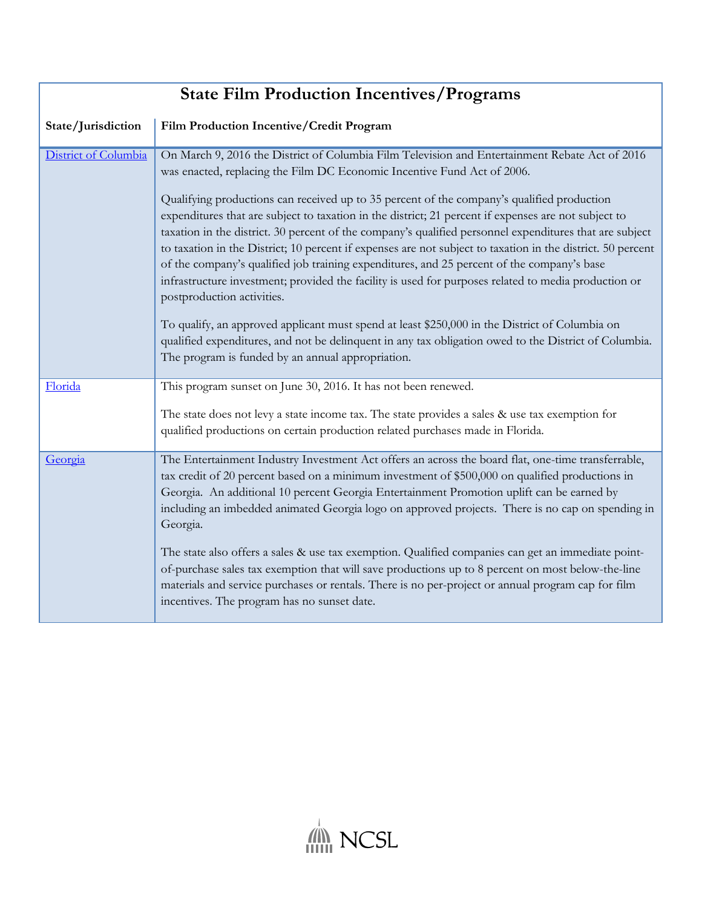| State Film Production Incentives/Programs | |
|---|---|
| **State/Jurisdiction** | **Film Production Incentive/Credit Program** |
| District of Columbia | On March 9, 2016 the District of Columbia Film Television and Entertainment Rebate Act of 2016 was enacted, replacing the Film DC Economic Incentive Fund Act of 2006.<br><br>Qualifying productions can received up to 35 percent of the company's qualified production expenditures that are subject to taxation in the district; 21 percent if expenses are not subject to taxation in the district. 30 percent of the company's qualified personnel expenditures that are subject to taxation in the District; 10 percent if expenses are not subject to taxation in the district. 50 percent of the company's qualified job training expenditures, and 25 percent of the company's base infrastructure investment; provided the facility is used for purposes related to media production or postproduction activities.<br><br>To qualify, an approved applicant must spend at least $250,000 in the District of Columbia on qualified expenditures, and not be delinquent in any tax obligation owed to the District of Columbia. The program is funded by an annual appropriation. |
| Florida | This program sunset on June 30, 2016. It has not been renewed.<br><br>The state does not levy a state income tax. The state provides a sales & use tax exemption for qualified productions on certain production related purchases made in Florida. |
| Georgia | The Entertainment Industry Investment Act offers an across the board flat, one-time transferrable, tax credit of 20 percent based on a minimum investment of $500,000 on qualified productions in Georgia. An additional 10 percent Georgia Entertainment Promotion uplift can be earned by including an imbedded animated Georgia logo on approved projects. There is no cap on spending in Georgia.<br><br>The state also offers a sales & use tax exemption. Qualified companies can get an immediate point-of-purchase sales tax exemption that will save productions up to 8 percent on most below-the-line materials and service purchases or rentals. There is no per-project or annual program cap for film incentives. The program has no sunset date. |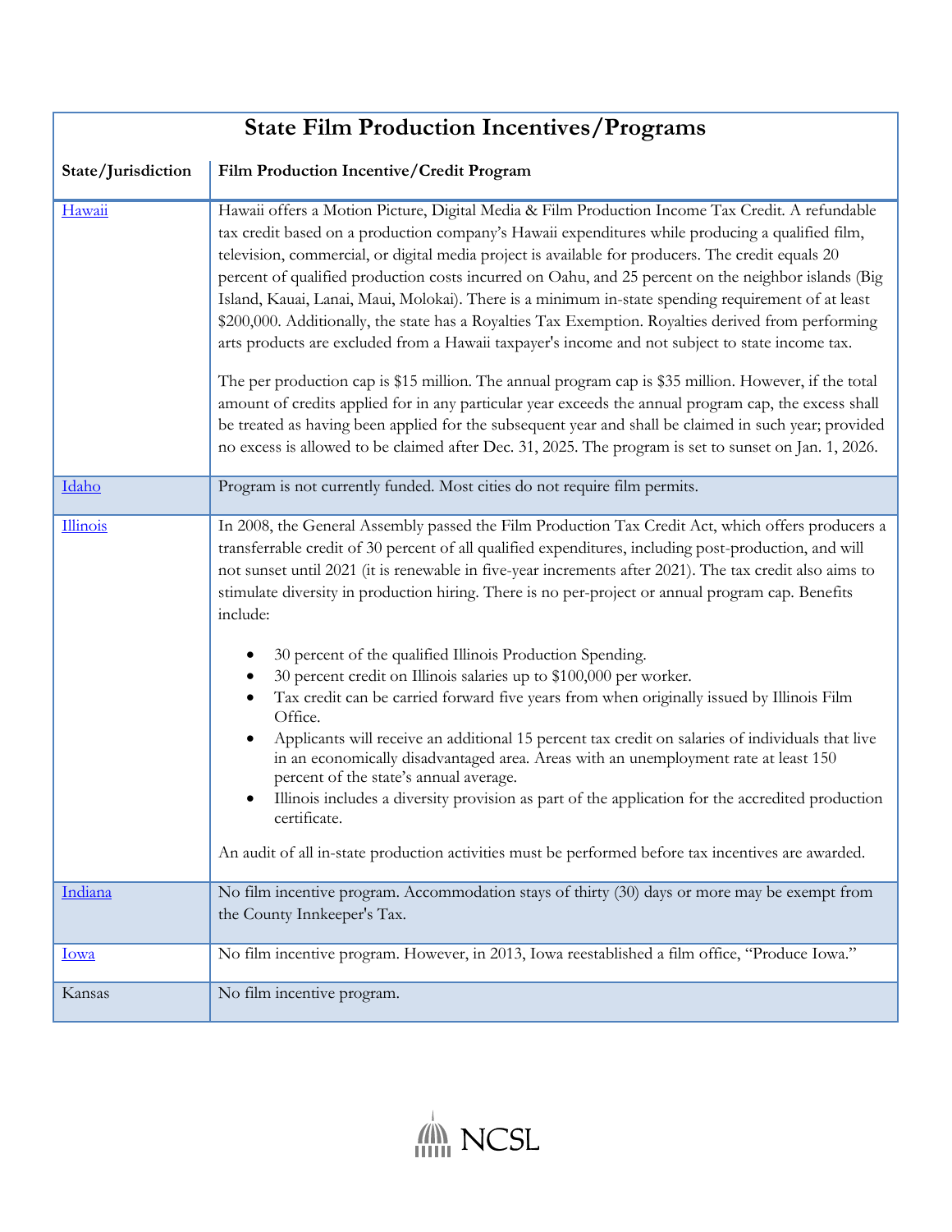## State Film Production Incentives/Programs

| State/Jurisdiction | Film Production Incentive/Credit Program |
|---|---|
| Hawaii | Hawaii offers a Motion Picture, Digital Media & Film Production Income Tax Credit. A refundable tax credit based on a production company's Hawaii expenditures while producing a qualified film, television, commercial, or digital media project is available for producers. The credit equals 20 percent of qualified production costs incurred on Oahu, and 25 percent on the neighbor islands (Big Island, Kauai, Lanai, Maui, Molokai). There is a minimum in-state spending requirement of at least $200,000. Additionally, the state has a Royalties Tax Exemption. Royalties derived from performing arts products are excluded from a Hawaii taxpayer's income and not subject to state income tax.<br><br>The per production cap is $15 million. The annual program cap is $35 million. However, if the total amount of credits applied for in any particular year exceeds the annual program cap, the excess shall be treated as having been applied for the subsequent year and shall be claimed in such year; provided no excess is allowed to be claimed after Dec. 31, 2025. The program is set to sunset on Jan. 1, 2026. |
| Idaho | Program is not currently funded. Most cities do not require film permits. |
| Illinois | In 2008, the General Assembly passed the Film Production Tax Credit Act, which offers producers a transferrable credit of 30 percent of all qualified expenditures, including post-production, and will not sunset until 2021 (it is renewable in five-year increments after 2021). The tax credit also aims to stimulate diversity in production hiring. There is no per-project or annual program cap. Benefits include:<br><br>• 30 percent of the qualified Illinois Production Spending.<br>• 30 percent credit on Illinois salaries up to $100,000 per worker.<br>• Tax credit can be carried forward five years from when originally issued by Illinois Film Office.<br>• Applicants will receive an additional 15 percent tax credit on salaries of individuals that live in an economically disadvantaged area. Areas with an unemployment rate at least 150 percent of the state's annual average.<br>• Illinois includes a diversity provision as part of the application for the accredited production certificate.<br><br>An audit of all in-state production activities must be performed before tax incentives are awarded. |
| Indiana | No film incentive program. Accommodation stays of thirty (30) days or more may be exempt from the County Innkeeper's Tax. |
| Iowa | No film incentive program. However, in 2013, Iowa reestablished a film office, "Produce Iowa." |
| Kansas | No film incentive program. |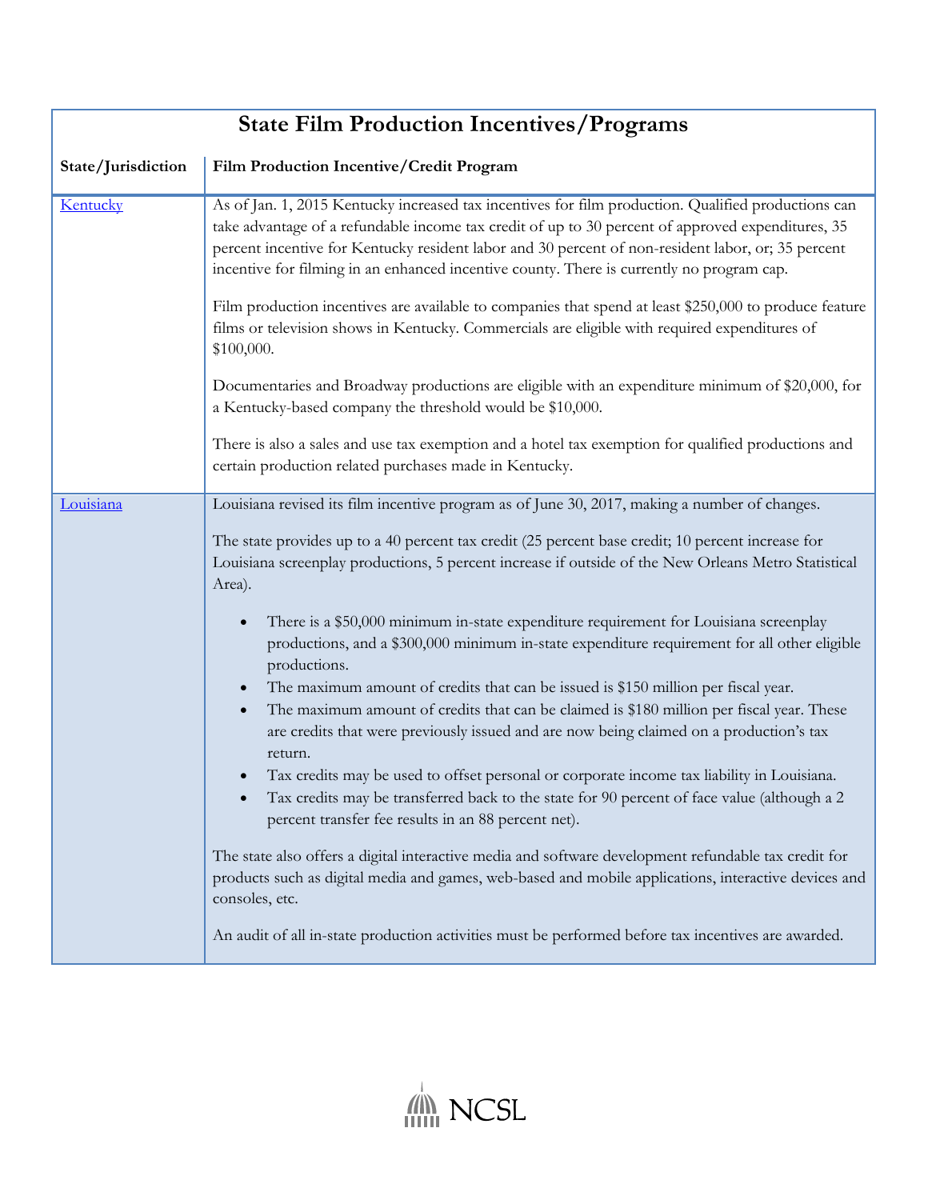# State Film Production Incentives/Programs

| State/Jurisdiction | Film Production Incentive/Credit Program |
|---|---|
| Kentucky | As of Jan. 1, 2015 Kentucky increased tax incentives for film production. Qualified productions can take advantage of a refundable income tax credit of up to 30 percent of approved expenditures, 35 percent incentive for Kentucky resident labor and 30 percent of non-resident labor, or; 35 percent incentive for filming in an enhanced incentive county. There is currently no program cap.<br><br>Film production incentives are available to companies that spend at least $250,000 to produce feature films or television shows in Kentucky. Commercials are eligible with required expenditures of $100,000.<br><br>Documentaries and Broadway productions are eligible with an expenditure minimum of $20,000, for a Kentucky-based company the threshold would be $10,000.<br><br>There is also a sales and use tax exemption and a hotel tax exemption for qualified productions and certain production related purchases made in Kentucky. |
| Louisiana | Louisiana revised its film incentive program as of June 30, 2017, making a number of changes.<br><br>The state provides up to a 40 percent tax credit (25 percent base credit; 10 percent increase for Louisiana screenplay productions, 5 percent increase if outside of the New Orleans Metro Statistical Area).<br><br>• There is a $50,000 minimum in-state expenditure requirement for Louisiana screenplay productions, and a $300,000 minimum in-state expenditure requirement for all other eligible productions.<br>• The maximum amount of credits that can be issued is $150 million per fiscal year.<br>• The maximum amount of credits that can be claimed is $180 million per fiscal year. These are credits that were previously issued and are now being claimed on a production's tax return.<br>• Tax credits may be used to offset personal or corporate income tax liability in Louisiana.<br>• Tax credits may be transferred back to the state for 90 percent of face value (although a 2 percent transfer fee results in an 88 percent net).<br><br>The state also offers a digital interactive media and software development refundable tax credit for products such as digital media and games, web-based and mobile applications, interactive devices and consoles, etc.<br><br>An audit of all in-state production activities must be performed before tax incentives are awarded. |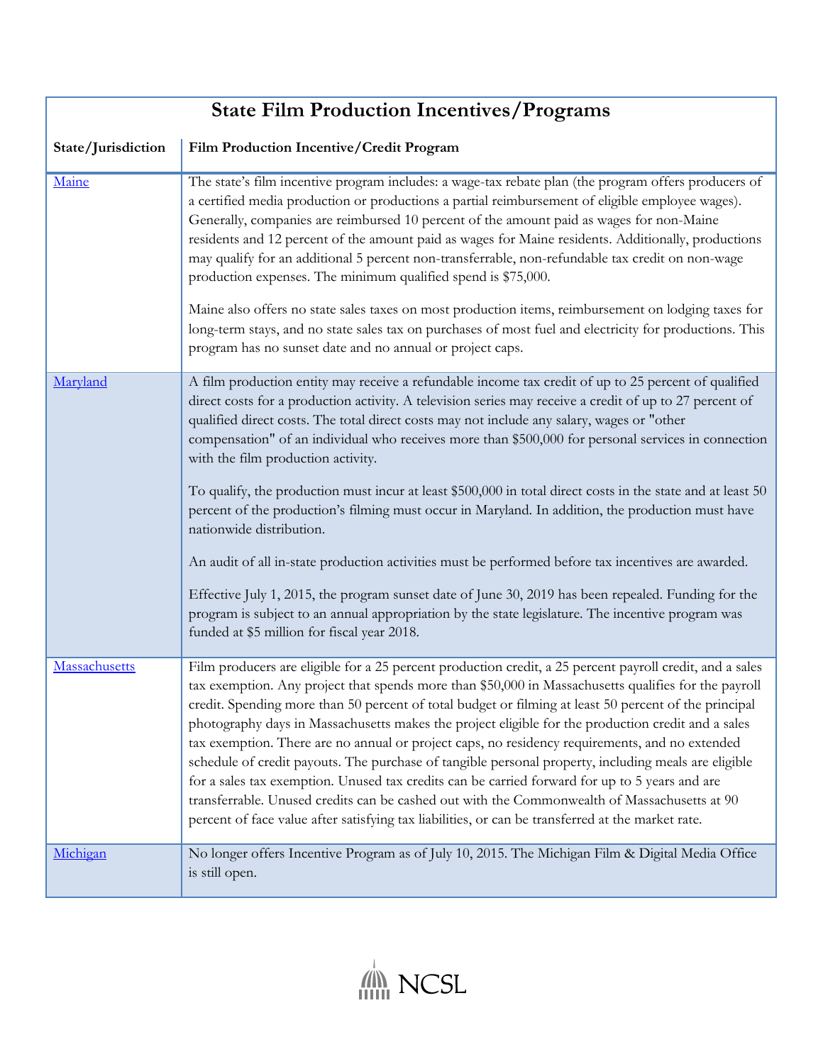| State Film Production Incentives/Programs | |
|---|---|
| **State/Jurisdiction** | **Film Production Incentive/Credit Program** |
| [Maine]() | The state's film incentive program includes: a wage-tax rebate plan (the program offers producers of a certified media production or productions a partial reimbursement of eligible employee wages). Generally, companies are reimbursed 10 percent of the amount paid as wages for non-Maine residents and 12 percent of the amount paid as wages for Maine residents. Additionally, productions may qualify for an additional 5 percent non-transferrable, non-refundable tax credit on non-wage production expenses. The minimum qualified spend is $75,000.<br><br>Maine also offers no state sales taxes on most production items, reimbursement on lodging taxes for long-term stays, and no state sales tax on purchases of most fuel and electricity for productions. This program has no sunset date and no annual or project caps. |
| [Maryland]() | A film production entity may receive a refundable income tax credit of up to 25 percent of qualified direct costs for a production activity. A television series may receive a credit of up to 27 percent of qualified direct costs. The total direct costs may not include any salary, wages or "other compensation" of an individual who receives more than $500,000 for personal services in connection with the film production activity.<br><br>To qualify, the production must incur at least $500,000 in total direct costs in the state and at least 50 percent of the production's filming must occur in Maryland. In addition, the production must have nationwide distribution.<br><br>An audit of all in-state production activities must be performed before tax incentives are awarded.<br><br>Effective July 1, 2015, the program sunset date of June 30, 2019 has been repealed. Funding for the program is subject to an annual appropriation by the state legislature. The incentive program was funded at $5 million for fiscal year 2018. |
| [Massachusetts]() | Film producers are eligible for a 25 percent production credit, a 25 percent payroll credit, and a sales tax exemption. Any project that spends more than $50,000 in Massachusetts qualifies for the payroll credit. Spending more than 50 percent of total budget or filming at least 50 percent of the principal photography days in Massachusetts makes the project eligible for the production credit and a sales tax exemption. There are no annual or project caps, no residency requirements, and no extended schedule of credit payouts. The purchase of tangible personal property, including meals are eligible for a sales tax exemption. Unused tax credits can be carried forward for up to 5 years and are transferrable. Unused credits can be cashed out with the Commonwealth of Massachusetts at 90 percent of face value after satisfying tax liabilities, or can be transferred at the market rate. |
| [Michigan]() | No longer offers Incentive Program as of July 10, 2015. The Michigan Film & Digital Media Office is still open. |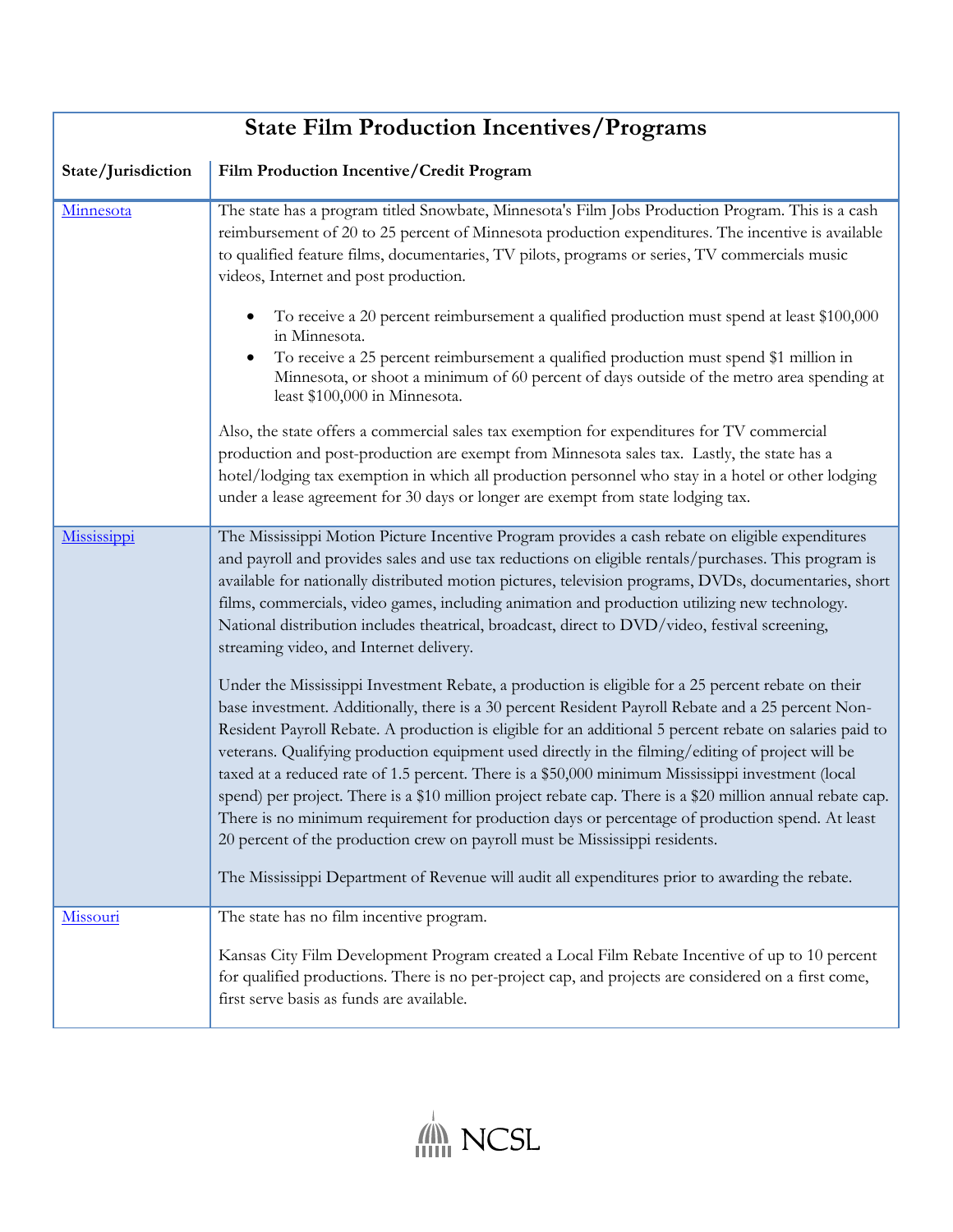| State Film Production Incentives/Programs | |
|---|---|
| **State/Jurisdiction** | **Film Production Incentive/Credit Program** |
| Minnesota | The state has a program titled Snowbate, Minnesota's Film Jobs Production Program. This is a cash reimbursement of 20 to 25 percent of Minnesota production expenditures. The incentive is available to qualified feature films, documentaries, TV pilots, programs or series, TV commercials music videos, Internet and post production.<br><br>• To receive a 20 percent reimbursement a qualified production must spend at least $100,000 in Minnesota.<br>• To receive a 25 percent reimbursement a qualified production must spend $1 million in Minnesota, or shoot a minimum of 60 percent of days outside of the metro area spending at least $100,000 in Minnesota.<br><br>Also, the state offers a commercial sales tax exemption for expenditures for TV commercial production and post-production are exempt from Minnesota sales tax. Lastly, the state has a hotel/lodging tax exemption in which all production personnel who stay in a hotel or other lodging under a lease agreement for 30 days or longer are exempt from state lodging tax. |
| Mississippi | The Mississippi Motion Picture Incentive Program provides a cash rebate on eligible expenditures and payroll and provides sales and use tax reductions on eligible rentals/purchases. This program is available for nationally distributed motion pictures, television programs, DVDs, documentaries, short films, commercials, video games, including animation and production utilizing new technology. National distribution includes theatrical, broadcast, direct to DVD/video, festival screening, streaming video, and Internet delivery.<br><br>Under the Mississippi Investment Rebate, a production is eligible for a 25 percent rebate on their base investment. Additionally, there is a 30 percent Resident Payroll Rebate and a 25 percent Non-Resident Payroll Rebate. A production is eligible for an additional 5 percent rebate on salaries paid to veterans. Qualifying production equipment used directly in the filming/editing of project will be taxed at a reduced rate of 1.5 percent. There is a $50,000 minimum Mississippi investment (local spend) per project. There is a $10 million project rebate cap. There is a $20 million annual rebate cap. There is no minimum requirement for production days or percentage of production spend. At least 20 percent of the production crew on payroll must be Mississippi residents.<br><br>The Mississippi Department of Revenue will audit all expenditures prior to awarding the rebate. |
| Missouri | The state has no film incentive program.<br><br>Kansas City Film Development Program created a Local Film Rebate Incentive of up to 10 percent for qualified productions. There is no per-project cap, and projects are considered on a first come, first serve basis as funds are available. |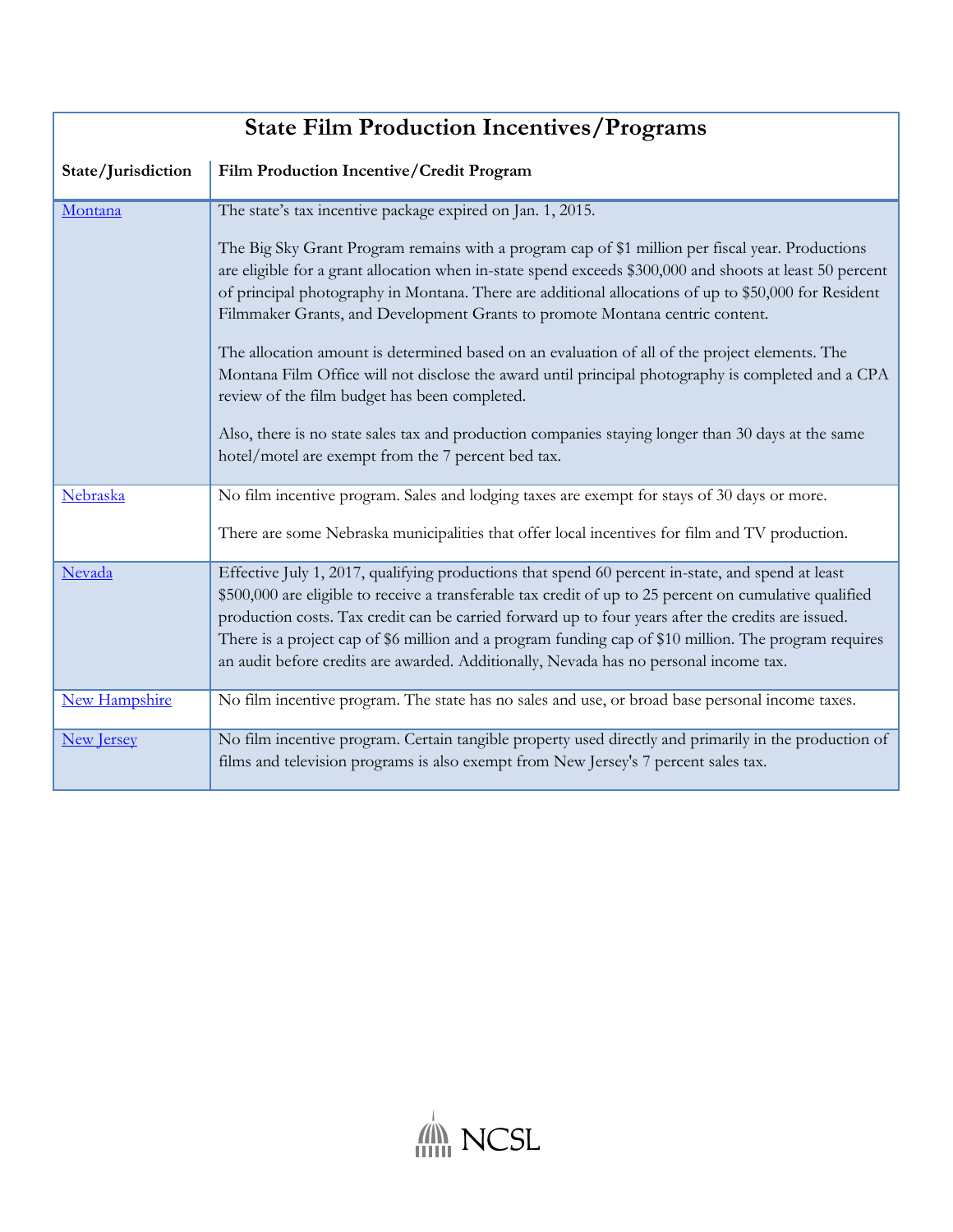| State/Jurisdiction | Film Production Incentive/Credit Program |
|---|---|
| Montana | The state's tax incentive package expired on Jan. 1, 2015.<br><br>The Big Sky Grant Program remains with a program cap of $1 million per fiscal year. Productions are eligible for a grant allocation when in-state spend exceeds $300,000 and shoots at least 50 percent of principal photography in Montana. There are additional allocations of up to $50,000 for Resident Filmmaker Grants, and Development Grants to promote Montana centric content.<br><br>The allocation amount is determined based on an evaluation of all of the project elements. The Montana Film Office will not disclose the award until principal photography is completed and a CPA review of the film budget has been completed.<br><br>Also, there is no state sales tax and production companies staying longer than 30 days at the same hotel/motel are exempt from the 7 percent bed tax. |
| Nebraska | No film incentive program. Sales and lodging taxes are exempt for stays of 30 days or more.<br><br>There are some Nebraska municipalities that offer local incentives for film and TV production. |
| Nevada | Effective July 1, 2017, qualifying productions that spend 60 percent in-state, and spend at least $500,000 are eligible to receive a transferable tax credit of up to 25 percent on cumulative qualified production costs. Tax credit can be carried forward up to four years after the credits are issued. There is a project cap of $6 million and a program funding cap of $10 million. The program requires an audit before credits are awarded. Additionally, Nevada has no personal income tax. |
| New Hampshire | No film incentive program. The state has no sales and use, or broad base personal income taxes. |
| New Jersey | No film incentive program. Certain tangible property used directly and primarily in the production of films and television programs is also exempt from New Jersey's 7 percent sales tax. |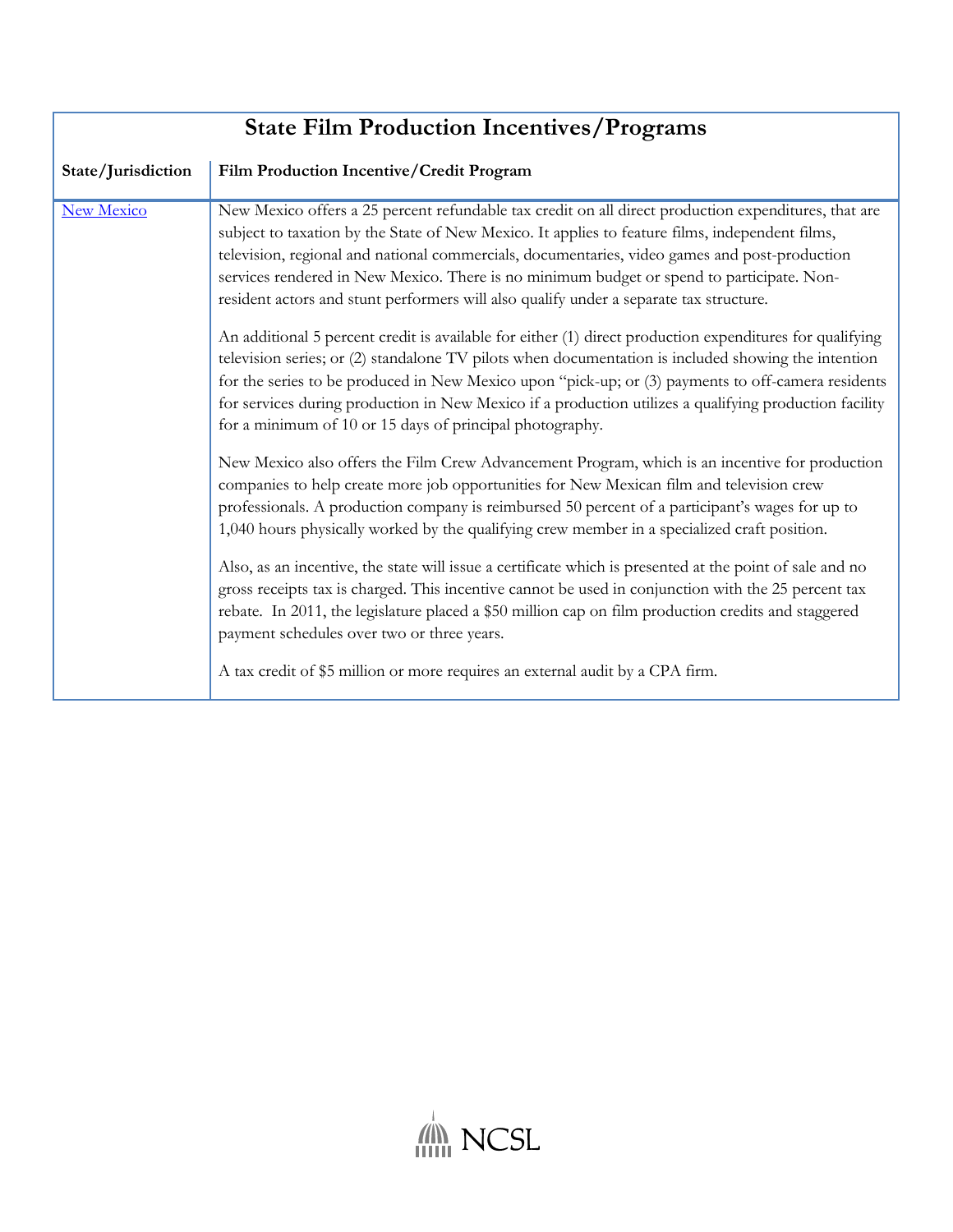| State Film Production Incentives/Programs | |
|---|---|
| **State/Jurisdiction** | **Film Production Incentive/Credit Program** |
| New Mexico | New Mexico offers a 25 percent refundable tax credit on all direct production expenditures, that are subject to taxation by the State of New Mexico. It applies to feature films, independent films, television, regional and national commercials, documentaries, video games and post-production services rendered in New Mexico. There is no minimum budget or spend to participate. Non-resident actors and stunt performers will also qualify under a separate tax structure.<br><br>An additional 5 percent credit is available for either (1) direct production expenditures for qualifying television series; or (2) standalone TV pilots when documentation is included showing the intention for the series to be produced in New Mexico upon "pick-up; or (3) payments to off-camera residents for services during production in New Mexico if a production utilizes a qualifying production facility for a minimum of 10 or 15 days of principal photography.<br><br>New Mexico also offers the Film Crew Advancement Program, which is an incentive for production companies to help create more job opportunities for New Mexican film and television crew professionals. A production company is reimbursed 50 percent of a participant's wages for up to 1,040 hours physically worked by the qualifying crew member in a specialized craft position.<br><br>Also, as an incentive, the state will issue a certificate which is presented at the point of sale and no gross receipts tax is charged. This incentive cannot be used in conjunction with the 25 percent tax rebate. In 2011, the legislature placed a $50 million cap on film production credits and staggered payment schedules over two or three years.<br><br>A tax credit of $5 million or more requires an external audit by a CPA firm. |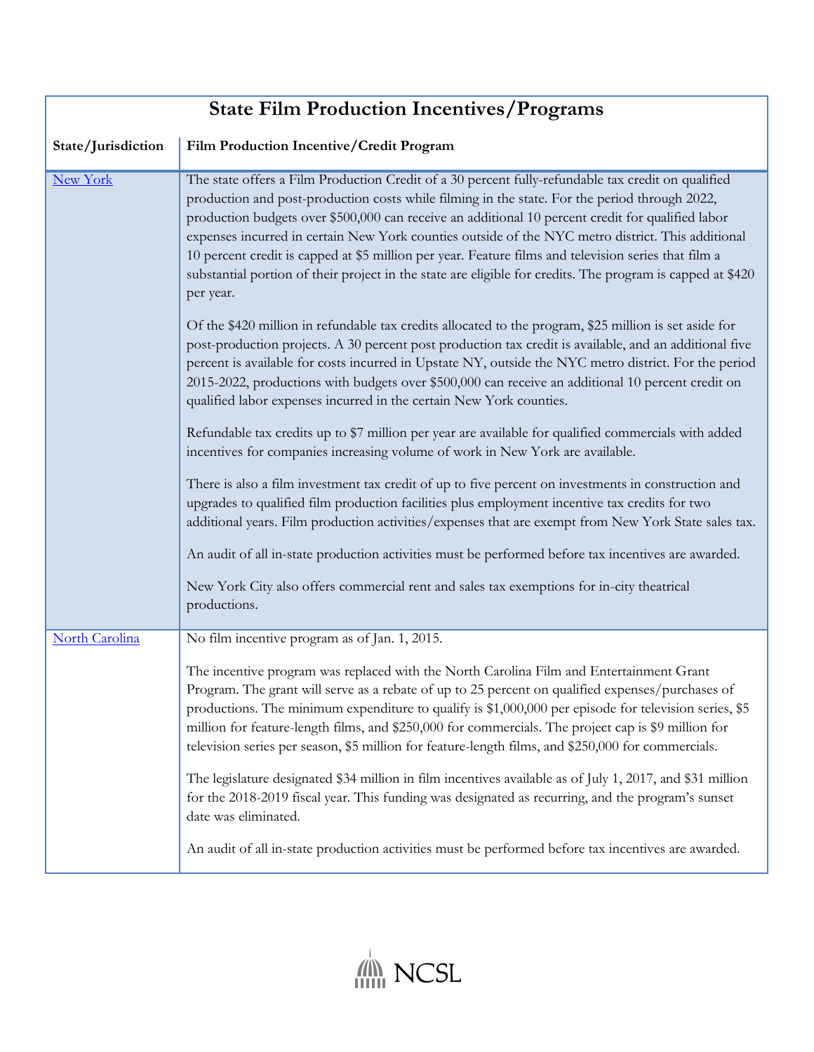| State Film Production Incentives/Programs | |
|---|---|
| **State/Jurisdiction** | **Film Production Incentive/Credit Program** |
| New York | The state offers a Film Production Credit of a 30 percent fully-refundable tax credit on qualified production and post-production costs while filming in the state. For the period through 2022, production budgets over $500,000 can receive an additional 10 percent credit for qualified labor expenses incurred in certain New York counties outside of the NYC metro district. This additional 10 percent credit is capped at $5 million per year. Feature films and television series that film a substantial portion of their project in the state are eligible for credits. The program is capped at $420 per year.<br><br>Of the $420 million in refundable tax credits allocated to the program, $25 million is set aside for post-production projects. A 30 percent post production tax credit is available, and an additional five percent is available for costs incurred in Upstate NY, outside the NYC metro district. For the period 2015-2022, productions with budgets over $500,000 can receive an additional 10 percent credit on qualified labor expenses incurred in the certain New York counties.<br><br>Refundable tax credits up to $7 million per year are available for qualified commercials with added incentives for companies increasing volume of work in New York are available.<br><br>There is also a film investment tax credit of up to five percent on investments in construction and upgrades to qualified film production facilities plus employment incentive tax credits for two additional years. Film production activities/expenses that are exempt from New York State sales tax.<br><br>An audit of all in-state production activities must be performed before tax incentives are awarded.<br><br>New York City also offers commercial rent and sales tax exemptions for in-city theatrical productions. |
| North Carolina | No film incentive program as of Jan. 1, 2015.<br><br>The incentive program was replaced with the North Carolina Film and Entertainment Grant Program. The grant will serve as a rebate of up to 25 percent on qualified expenses/purchases of productions. The minimum expenditure to qualify is $1,000,000 per episode for television series, $5 million for feature-length films, and $250,000 for commercials. The project cap is $9 million for television series per season, $5 million for feature-length films, and $250,000 for commercials.<br><br>The legislature designated $34 million in film incentives available as of July 1, 2017, and $31 million for the 2018-2019 fiscal year. This funding was designated as recurring, and the program's sunset date was eliminated.<br><br>An audit of all in-state production activities must be performed before tax incentives are awarded. |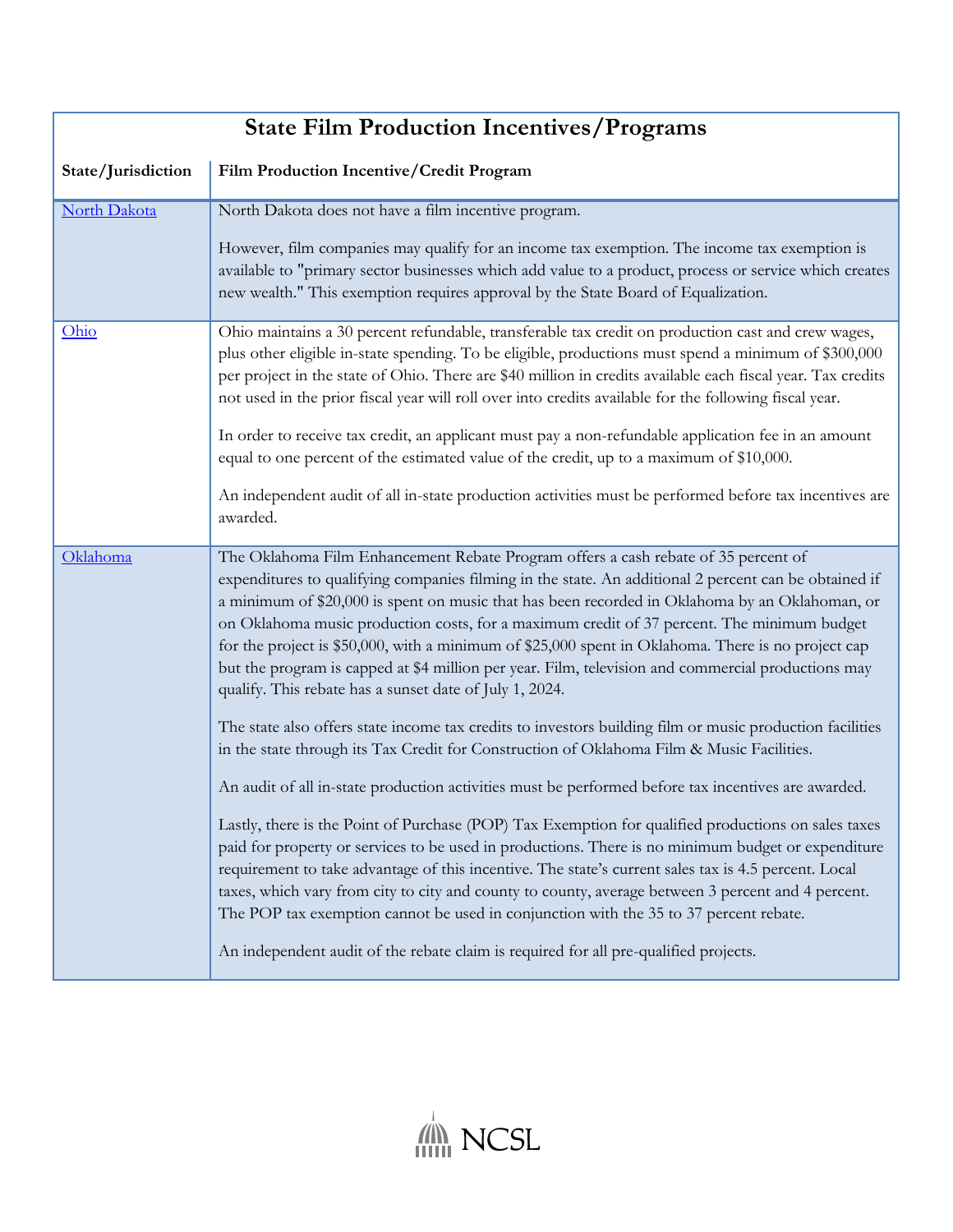# State Film Production Incentives/Programs

| State/Jurisdiction | Film Production Incentive/Credit Program |
|---|---|
| North Dakota | North Dakota does not have a film incentive program.<br><br>However, film companies may qualify for an income tax exemption. The income tax exemption is available to "primary sector businesses which add value to a product, process or service which creates new wealth." This exemption requires approval by the State Board of Equalization. |
| Ohio | Ohio maintains a 30 percent refundable, transferable tax credit on production cast and crew wages, plus other eligible in-state spending. To be eligible, productions must spend a minimum of $300,000 per project in the state of Ohio. There are $40 million in credits available each fiscal year. Tax credits not used in the prior fiscal year will roll over into credits available for the following fiscal year.<br><br>In order to receive tax credit, an applicant must pay a non-refundable application fee in an amount equal to one percent of the estimated value of the credit, up to a maximum of $10,000.<br><br>An independent audit of all in-state production activities must be performed before tax incentives are awarded. |
| Oklahoma | The Oklahoma Film Enhancement Rebate Program offers a cash rebate of 35 percent of expenditures to qualifying companies filming in the state. An additional 2 percent can be obtained if a minimum of $20,000 is spent on music that has been recorded in Oklahoma by an Oklahoman, or on Oklahoma music production costs, for a maximum credit of 37 percent. The minimum budget for the project is $50,000, with a minimum of $25,000 spent in Oklahoma. There is no project cap but the program is capped at $4 million per year. Film, television and commercial productions may qualify. This rebate has a sunset date of July 1, 2024.<br><br>The state also offers state income tax credits to investors building film or music production facilities in the state through its Tax Credit for Construction of Oklahoma Film & Music Facilities.<br><br>An audit of all in-state production activities must be performed before tax incentives are awarded.<br><br>Lastly, there is the Point of Purchase (POP) Tax Exemption for qualified productions on sales taxes paid for property or services to be used in productions. There is no minimum budget or expenditure requirement to take advantage of this incentive. The state's current sales tax is 4.5 percent. Local taxes, which vary from city to city and county to county, average between 3 percent and 4 percent. The POP tax exemption cannot be used in conjunction with the 35 to 37 percent rebate.<br><br>An independent audit of the rebate claim is required for all pre-qualified projects. |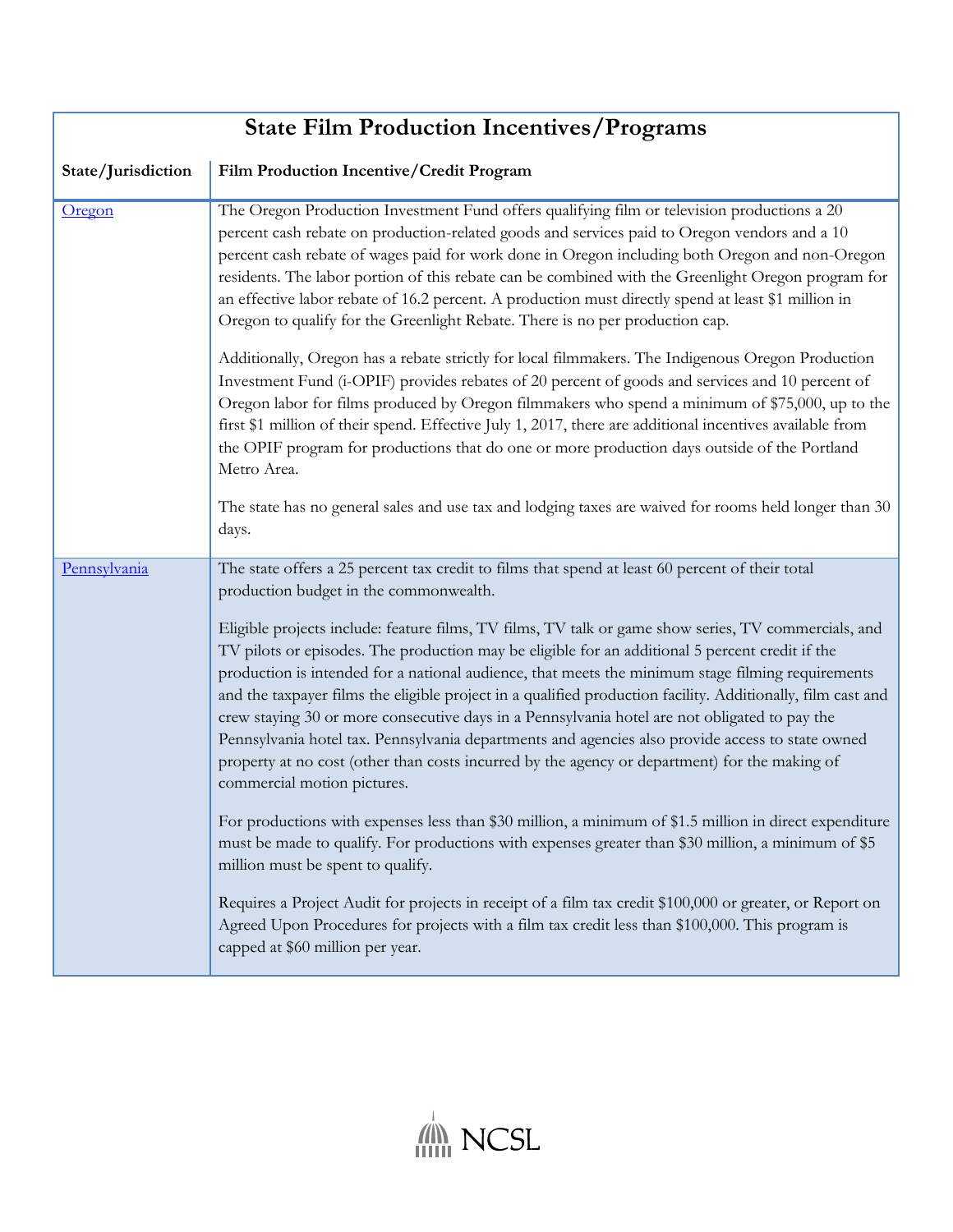| State Film Production Incentives/Programs | |
|---|---|
| **State/Jurisdiction** | **Film Production Incentive/Credit Program** |
| [Oregon](#) | The Oregon Production Investment Fund offers qualifying film or television productions a 20 percent cash rebate on production-related goods and services paid to Oregon vendors and a 10 percent cash rebate of wages paid for work done in Oregon including both Oregon and non-Oregon residents. The labor portion of this rebate can be combined with the Greenlight Oregon program for an effective labor rebate of 16.2 percent. A production must directly spend at least $1 million in Oregon to qualify for the Greenlight Rebate. There is no per production cap.<br><br>Additionally, Oregon has a rebate strictly for local filmmakers. The Indigenous Oregon Production Investment Fund (i-OPIF) provides rebates of 20 percent of goods and services and 10 percent of Oregon labor for films produced by Oregon filmmakers who spend a minimum of $75,000, up to the first $1 million of their spend. Effective July 1, 2017, there are additional incentives available from the OPIF program for productions that do one or more production days outside of the Portland Metro Area.<br><br>The state has no general sales and use tax and lodging taxes are waived for rooms held longer than 30 days. |
| [Pennsylvania](#) | The state offers a 25 percent tax credit to films that spend at least 60 percent of their total production budget in the commonwealth.<br><br>Eligible projects include: feature films, TV films, TV talk or game show series, TV commercials, and TV pilots or episodes. The production may be eligible for an additional 5 percent credit if the production is intended for a national audience, that meets the minimum stage filming requirements and the taxpayer films the eligible project in a qualified production facility. Additionally, film cast and crew staying 30 or more consecutive days in a Pennsylvania hotel are not obligated to pay the Pennsylvania hotel tax. Pennsylvania departments and agencies also provide access to state owned property at no cost (other than costs incurred by the agency or department) for the making of commercial motion pictures.<br><br>For productions with expenses less than $30 million, a minimum of $1.5 million in direct expenditure must be made to qualify. For productions with expenses greater than $30 million, a minimum of $5 million must be spent to qualify.<br><br>Requires a Project Audit for projects in receipt of a film tax credit $100,000 or greater, or Report on Agreed Upon Procedures for projects with a film tax credit less than $100,000. This program is capped at $60 million per year. |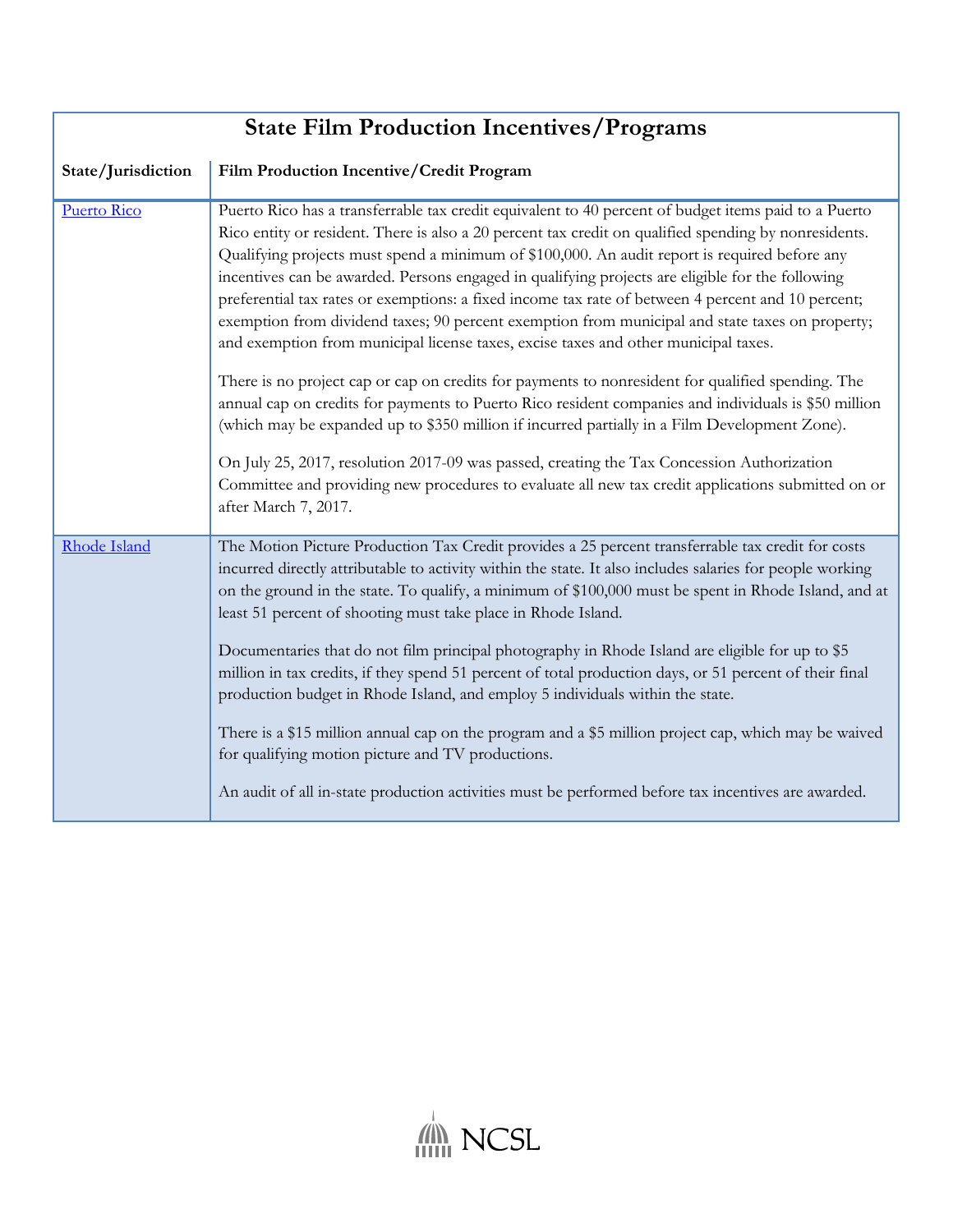## State Film Production Incentives/Programs

| State/Jurisdiction | Film Production Incentive/Credit Program |
|---|---|
| [Puerto Rico]() | Puerto Rico has a transferrable tax credit equivalent to 40 percent of budget items paid to a Puerto Rico entity or resident. There is also a 20 percent tax credit on qualified spending by nonresidents. Qualifying projects must spend a minimum of $100,000. An audit report is required before any incentives can be awarded. Persons engaged in qualifying projects are eligible for the following preferential tax rates or exemptions: a fixed income tax rate of between 4 percent and 10 percent; exemption from dividend taxes; 90 percent exemption from municipal and state taxes on property; and exemption from municipal license taxes, excise taxes and other municipal taxes.<br><br>There is no project cap or cap on credits for payments to nonresident for qualified spending. The annual cap on credits for payments to Puerto Rico resident companies and individuals is $50 million (which may be expanded up to $350 million if incurred partially in a Film Development Zone).<br><br>On July 25, 2017, resolution 2017-09 was passed, creating the Tax Concession Authorization Committee and providing new procedures to evaluate all new tax credit applications submitted on or after March 7, 2017. |
| [Rhode Island]() | The Motion Picture Production Tax Credit provides a 25 percent transferrable tax credit for costs incurred directly attributable to activity within the state. It also includes salaries for people working on the ground in the state. To qualify, a minimum of $100,000 must be spent in Rhode Island, and at least 51 percent of shooting must take place in Rhode Island.<br><br>Documentaries that do not film principal photography in Rhode Island are eligible for up to $5 million in tax credits, if they spend 51 percent of total production days, or 51 percent of their final production budget in Rhode Island, and employ 5 individuals within the state.<br><br>There is a $15 million annual cap on the program and a $5 million project cap, which may be waived for qualifying motion picture and TV productions.<br><br>An audit of all in-state production activities must be performed before tax incentives are awarded. |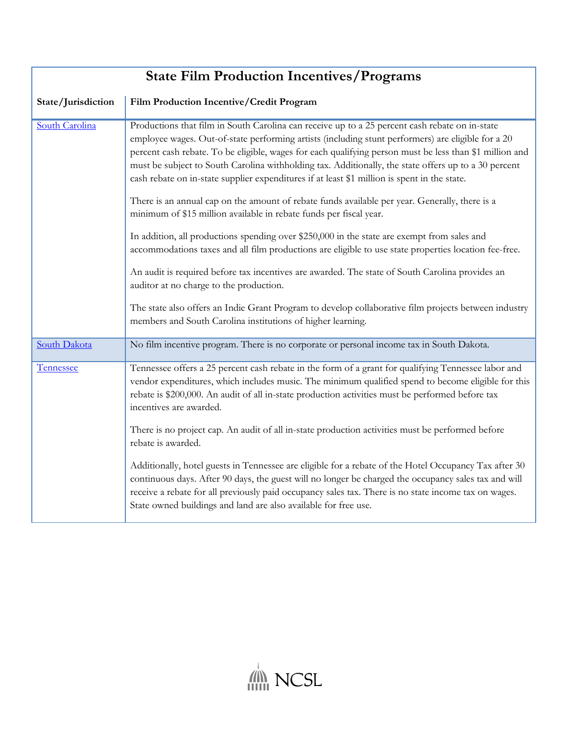# State Film Production Incentives/Programs

| State/Jurisdiction | Film Production Incentive/Credit Program |
| --- | --- |
| South Carolina | Productions that film in South Carolina can receive up to a 25 percent cash rebate on in-state employee wages. Out-of-state performing artists (including stunt performers) are eligible for a 20 percent cash rebate. To be eligible, wages for each qualifying person must be less than $1 million and must be subject to South Carolina withholding tax. Additionally, the state offers up to a 30 percent cash rebate on in-state supplier expenditures if at least $1 million is spent in the state.<br><br>There is an annual cap on the amount of rebate funds available per year. Generally, there is a minimum of $15 million available in rebate funds per fiscal year.<br><br>In addition, all productions spending over $250,000 in the state are exempt from sales and accommodations taxes and all film productions are eligible to use state properties location fee-free.<br><br>An audit is required before tax incentives are awarded. The state of South Carolina provides an auditor at no charge to the production.<br><br>The state also offers an Indie Grant Program to develop collaborative film projects between industry members and South Carolina institutions of higher learning. |
| South Dakota | No film incentive program. There is no corporate or personal income tax in South Dakota. |
| Tennessee | Tennessee offers a 25 percent cash rebate in the form of a grant for qualifying Tennessee labor and vendor expenditures, which includes music. The minimum qualified spend to become eligible for this rebate is $200,000. An audit of all in-state production activities must be performed before tax incentives are awarded.<br><br>There is no project cap. An audit of all in-state production activities must be performed before rebate is awarded.<br><br>Additionally, hotel guests in Tennessee are eligible for a rebate of the Hotel Occupancy Tax after 30 continuous days. After 90 days, the guest will no longer be charged the occupancy sales tax and will receive a rebate for all previously paid occupancy sales tax. There is no state income tax on wages. State owned buildings and land are also available for free use. |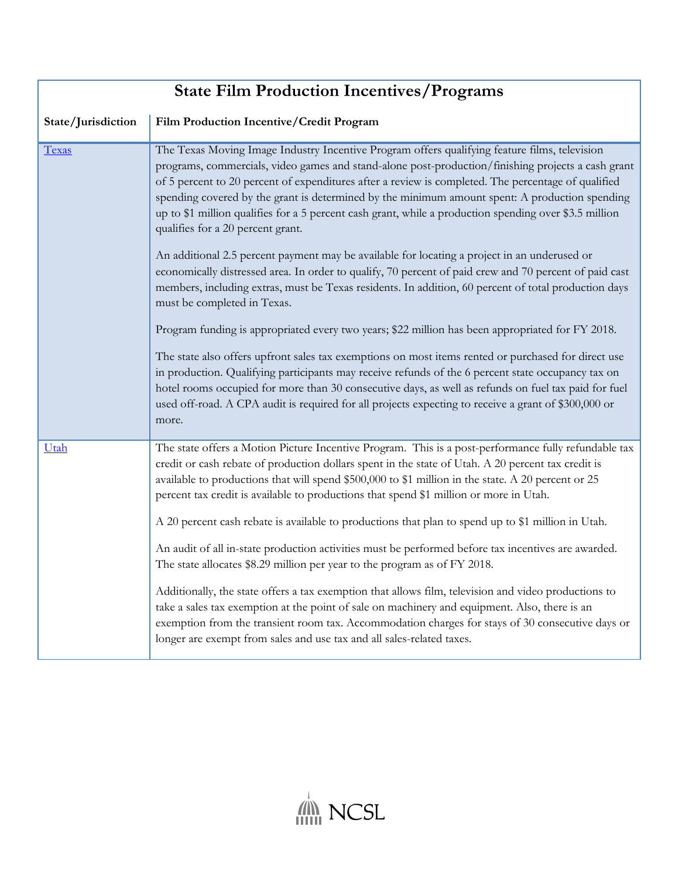# State Film Production Incentives/Programs

| State/Jurisdiction | Film Production Incentive/Credit Program |
|---|---|
| [Texas](#) | The Texas Moving Image Industry Incentive Program offers qualifying feature films, television programs, commercials, video games and stand-alone post-production/finishing projects a cash grant of 5 percent to 20 percent of expenditures after a review is completed. The percentage of qualified spending covered by the grant is determined by the minimum amount spent: A production spending up to $1 million qualifies for a 5 percent cash grant, while a production spending over $3.5 million qualifies for a 20 percent grant.<br><br>An additional 2.5 percent payment may be available for locating a project in an underused or economically distressed area. In order to qualify, 70 percent of paid crew and 70 percent of paid cast members, including extras, must be Texas residents. In addition, 60 percent of total production days must be completed in Texas.<br><br>Program funding is appropriated every two years; $22 million has been appropriated for FY 2018.<br><br>The state also offers upfront sales tax exemptions on most items rented or purchased for direct use in production. Qualifying participants may receive refunds of the 6 percent state occupancy tax on hotel rooms occupied for more than 30 consecutive days, as well as refunds on fuel tax paid for fuel used off-road. A CPA audit is required for all projects expecting to receive a grant of $300,000 or more. |
| [Utah](#) | The state offers a Motion Picture Incentive Program. This is a post-performance fully refundable tax credit or cash rebate of production dollars spent in the state of Utah. A 20 percent tax credit is available to productions that will spend $500,000 to $1 million in the state. A 20 percent or 25 percent tax credit is available to productions that spend $1 million or more in Utah.<br><br>A 20 percent cash rebate is available to productions that plan to spend up to $1 million in Utah.<br><br>An audit of all in-state production activities must be performed before tax incentives are awarded. The state allocates $8.29 million per year to the program as of FY 2018.<br><br>Additionally, the state offers a tax exemption that allows film, television and video productions to take a sales tax exemption at the point of sale on machinery and equipment. Also, there is an exemption from the transient room tax. Accommodation charges for stays of 30 consecutive days or longer are exempt from sales and use tax and all sales-related taxes. |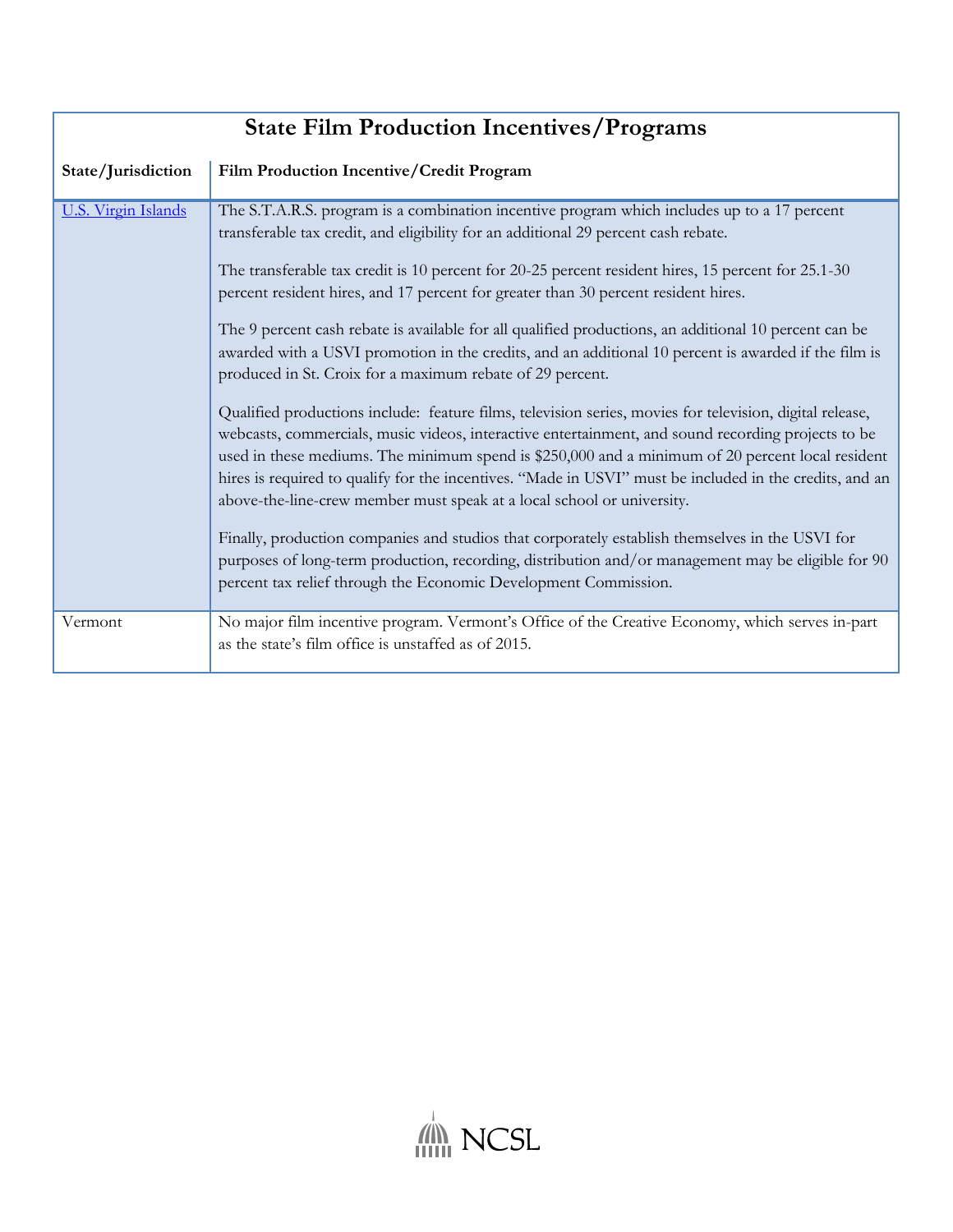| State Film Production Incentives/Programs | |
|---|---|
| **State/Jurisdiction** | **Film Production Incentive/Credit Program** |
| [U.S. Virgin Islands]() | The S.T.A.R.S. program is a combination incentive program which includes up to a 17 percent transferable tax credit, and eligibility for an additional 29 percent cash rebate.<br><br>The transferable tax credit is 10 percent for 20-25 percent resident hires, 15 percent for 25.1-30 percent resident hires, and 17 percent for greater than 30 percent resident hires.<br><br>The 9 percent cash rebate is available for all qualified productions, an additional 10 percent can be awarded with a USVI promotion in the credits, and an additional 10 percent is awarded if the film is produced in St. Croix for a maximum rebate of 29 percent.<br><br>Qualified productions include: feature films, television series, movies for television, digital release, webcasts, commercials, music videos, interactive entertainment, and sound recording projects to be used in these mediums. The minimum spend is $250,000 and a minimum of 20 percent local resident hires is required to qualify for the incentives. "Made in USVI" must be included in the credits, and an above-the-line-crew member must speak at a local school or university.<br><br>Finally, production companies and studios that corporately establish themselves in the USVI for purposes of long-term production, recording, distribution and/or management may be eligible for 90 percent tax relief through the Economic Development Commission. |
| Vermont | No major film incentive program. Vermont's Office of the Creative Economy, which serves in-part as the state's film office is unstaffed as of 2015. |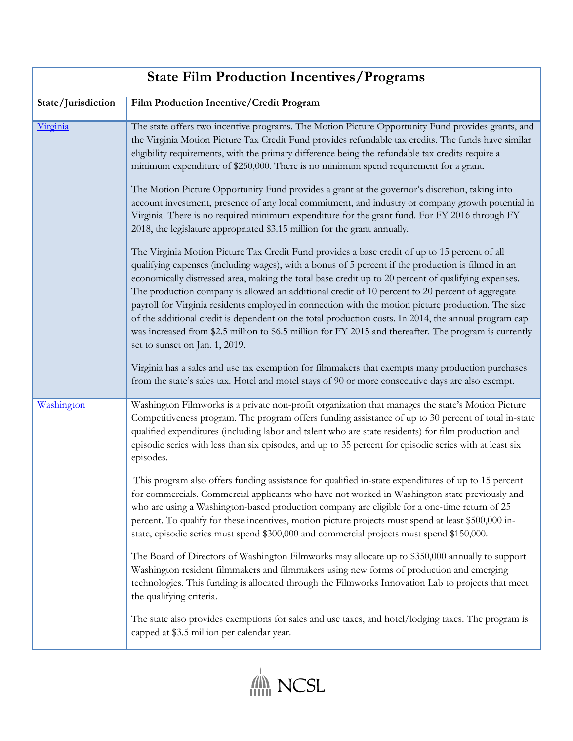| State Film Production Incentives/Programs | |
|---|---|
| **State/Jurisdiction** | **Film Production Incentive/Credit Program** |
| [Virginia]() | The state offers two incentive programs. The Motion Picture Opportunity Fund provides grants, and the Virginia Motion Picture Tax Credit Fund provides refundable tax credits. The funds have similar eligibility requirements, with the primary difference being the refundable tax credits require a minimum expenditure of $250,000. There is no minimum spend requirement for a grant.<br><br>The Motion Picture Opportunity Fund provides a grant at the governor's discretion, taking into account investment, presence of any local commitment, and industry or company growth potential in Virginia. There is no required minimum expenditure for the grant fund. For FY 2016 through FY 2018, the legislature appropriated $3.15 million for the grant annually.<br><br>The Virginia Motion Picture Tax Credit Fund provides a base credit of up to 15 percent of all qualifying expenses (including wages), with a bonus of 5 percent if the production is filmed in an economically distressed area, making the total base credit up to 20 percent of qualifying expenses. The production company is allowed an additional credit of 10 percent to 20 percent of aggregate payroll for Virginia residents employed in connection with the motion picture production. The size of the additional credit is dependent on the total production costs. In 2014, the annual program cap was increased from $2.5 million to $6.5 million for FY 2015 and thereafter. The program is currently set to sunset on Jan. 1, 2019.<br><br>Virginia has a sales and use tax exemption for filmmakers that exempts many production purchases from the state's sales tax. Hotel and motel stays of 90 or more consecutive days are also exempt. |
| [Washington]() | Washington Filmworks is a private non-profit organization that manages the state's Motion Picture Competitiveness program. The program offers funding assistance of up to 30 percent of total in-state qualified expenditures (including labor and talent who are state residents) for film production and episodic series with less than six episodes, and up to 35 percent for episodic series with at least six episodes.<br><br>This program also offers funding assistance for qualified in-state expenditures of up to 15 percent for commercials. Commercial applicants who have not worked in Washington state previously and who are using a Washington-based production company are eligible for a one-time return of 25 percent. To qualify for these incentives, motion picture projects must spend at least $500,000 in-state, episodic series must spend $300,000 and commercial projects must spend $150,000.<br><br>The Board of Directors of Washington Filmworks may allocate up to $350,000 annually to support Washington resident filmmakers and filmmakers using new forms of production and emerging technologies. This funding is allocated through the Filmworks Innovation Lab to projects that meet the qualifying criteria.<br><br>The state also provides exemptions for sales and use taxes, and hotel/lodging taxes. The program is capped at $3.5 million per calendar year. |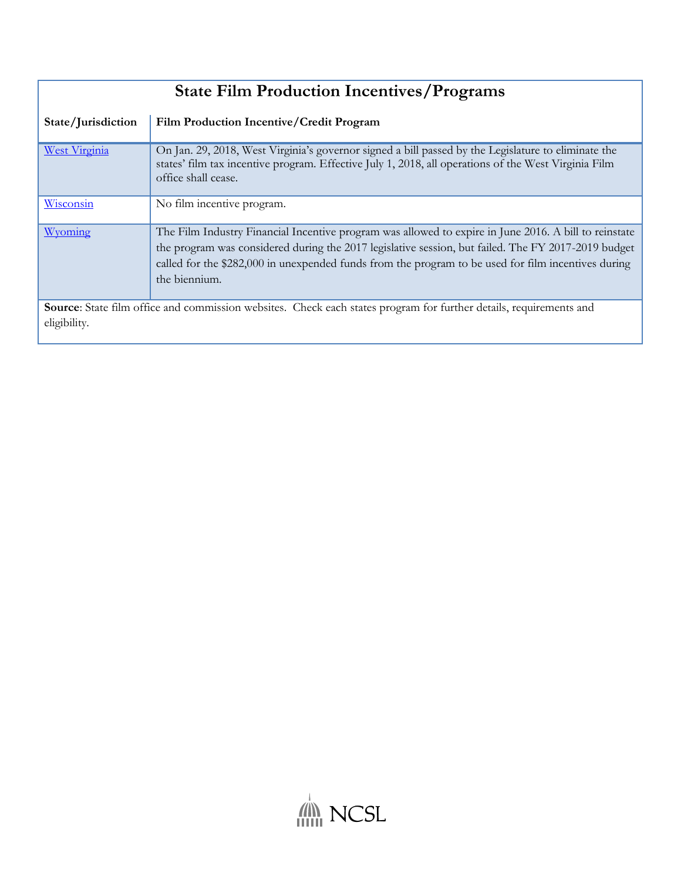## State Film Production Incentives/Programs

| State/Jurisdiction | Film Production Incentive/Credit Program |
|---|---|
| West Virginia | On Jan. 29, 2018, West Virginia's governor signed a bill passed by the Legislature to eliminate the states' film tax incentive program. Effective July 1, 2018, all operations of the West Virginia Film office shall cease. |
| Wisconsin | No film incentive program. |
| Wyoming | The Film Industry Financial Incentive program was allowed to expire in June 2016. A bill to reinstate the program was considered during the 2017 legislative session, but failed. The FY 2017-2019 budget called for the $282,000 in unexpended funds from the program to be used for film incentives during the biennium. |

**Source**: State film office and commission websites. Check each states program for further details, requirements and eligibility.

NCSL